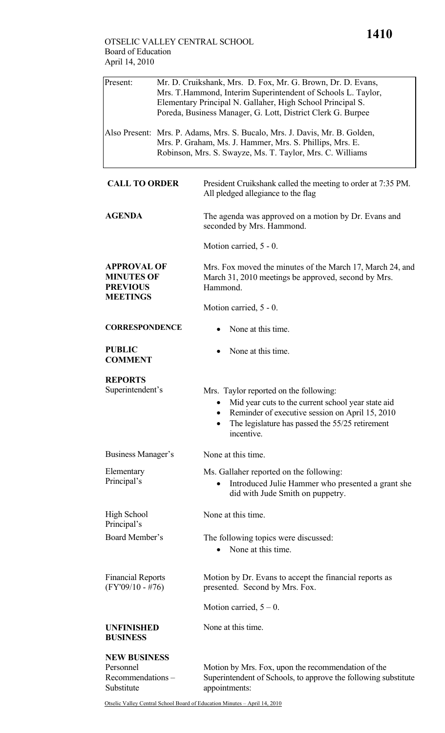OTSELIC VALLEY CENTRAL SCHOOL
Board of Education
April 14, 2010

| | |
|---|---|
| Present: | Mr. D. Cruikshank, Mrs. D. Fox, Mr. G. Brown, Dr. D. Evans, Mrs. T.Hammond, Interim Superintendent of Schools L. Taylor, Elementary Principal N. Gallaher, High School Principal S. Poreda, Business Manager, G. Lott, District Clerk G. Burpee |
| Also Present: | Mrs. P. Adams, Mrs. S. Bucalo, Mrs. J. Davis, Mr. B. Golden, Mrs. P. Graham, Ms. J. Hammer, Mrs. S. Phillips, Mrs. E. Robinson, Mrs. S. Swayze, Ms. T. Taylor, Mrs. C. Williams |

**CALL TO ORDER**

President Cruikshank called the meeting to order at 7:35 PM. All pledged allegiance to the flag

**AGENDA**

The agenda was approved on a motion by Dr. Evans and seconded by Mrs. Hammond.

Motion carried, 5 - 0.

**APPROVAL OF MINUTES OF PREVIOUS MEETINGS**

Mrs. Fox moved the minutes of the March 17, March 24, and March 31, 2010 meetings be approved, second by Mrs. Hammond.

Motion carried, 5 - 0.

**CORRESPONDENCE**

- None at this time.

**PUBLIC COMMENT**

- None at this time.

**REPORTS**

Superintendent's

Mrs. Taylor reported on the following:

- Mid year cuts to the current school year state aid
- Reminder of executive session on April 15, 2010
- The legislature has passed the 55/25 retirement incentive.

Business Manager's

None at this time.

Elementary Principal's

Ms. Gallaher reported on the following:

- Introduced Julie Hammer who presented a grant she did with Jude Smith on puppetry.

High School Principal's

None at this time.

Board Member's

The following topics were discussed:

- None at this time.

Financial Reports (FY'09/10 - #76)

Motion by Dr. Evans to accept the financial reports as presented. Second by Mrs. Fox.

Motion carried, 5 – 0.

**UNFINISHED BUSINESS**

None at this time.

**NEW BUSINESS**

Personnel Recommendations – Substitute

Motion by Mrs. Fox, upon the recommendation of the Superintendent of Schools, to approve the following substitute appointments: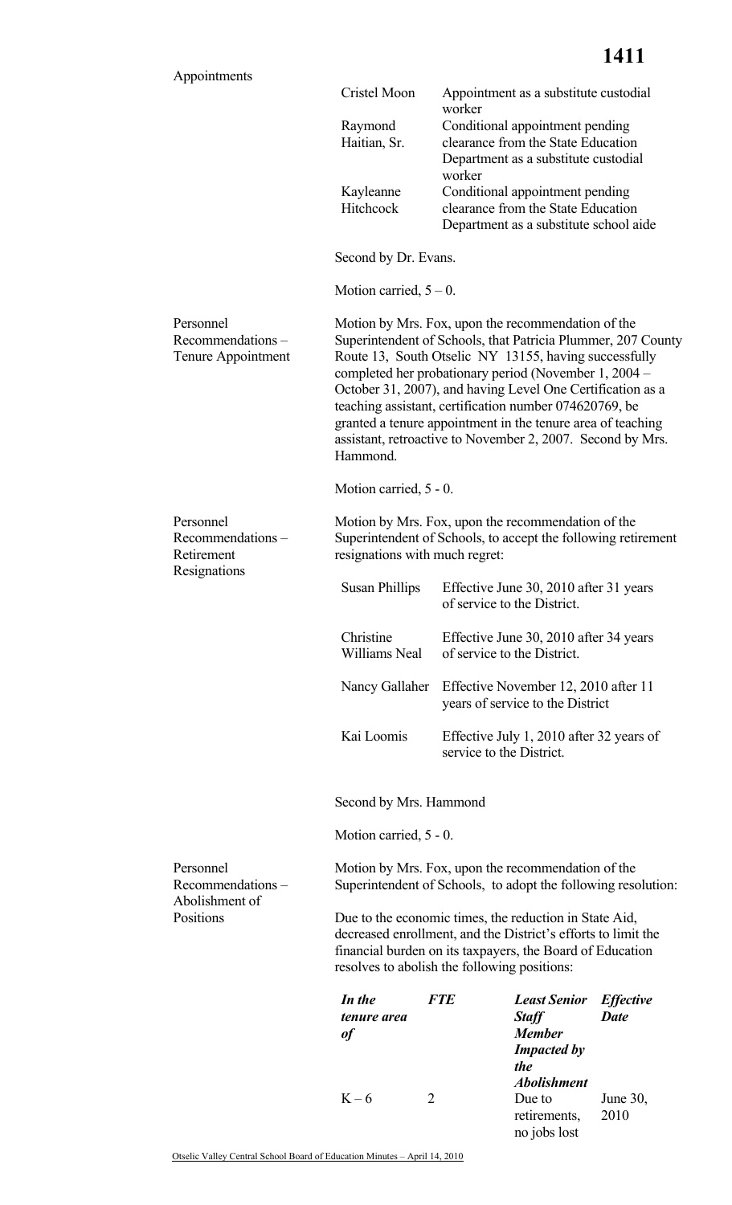Appointments

| | |
|---|---|
| Cristel Moon | Appointment as a substitute custodial worker |
| Raymond Haitian, Sr. | Conditional appointment pending clearance from the State Education Department as a substitute custodial worker |
| Kayleanne Hitchcock | Conditional appointment pending clearance from the State Education Department as a substitute school aide |

Second by Dr. Evans.

Motion carried, 5 – 0.

Personnel Recommendations – Tenure Appointment

Motion by Mrs. Fox, upon the recommendation of the Superintendent of Schools, that Patricia Plummer, 207 County Route 13, South Otselic NY 13155, having successfully completed her probationary period (November 1, 2004 – October 31, 2007), and having Level One Certification as a teaching assistant, certification number 074620769, be granted a tenure appointment in the tenure area of teaching assistant, retroactive to November 2, 2007. Second by Mrs. Hammond.

Motion carried, 5 - 0.

Personnel Recommendations – Retirement Resignations

Motion by Mrs. Fox, upon the recommendation of the Superintendent of Schools, to accept the following retirement resignations with much regret:

| | |
|---|---|
| Susan Phillips | Effective June 30, 2010 after 31 years of service to the District. |
| Christine Williams Neal | Effective June 30, 2010 after 34 years of service to the District. |
| Nancy Gallaher | Effective November 12, 2010 after 11 years of service to the District |
| Kai Loomis | Effective July 1, 2010 after 32 years of service to the District. |

Second by Mrs. Hammond

Motion carried, 5 - 0.

Personnel Recommendations – Abolishment of Positions

Motion by Mrs. Fox, upon the recommendation of the Superintendent of Schools, to adopt the following resolution:

Due to the economic times, the reduction in State Aid, decreased enrollment, and the District's efforts to limit the financial burden on its taxpayers, the Board of Education resolves to abolish the following positions:

| *In the tenure area of* | *FTE* | *Least Senior Staff Member Impacted by the Abolishment* | *Effective Date* |
|---|---|---|---|
| K – 6 | 2 | Due to retirements, no jobs lost | June 30, 2010 |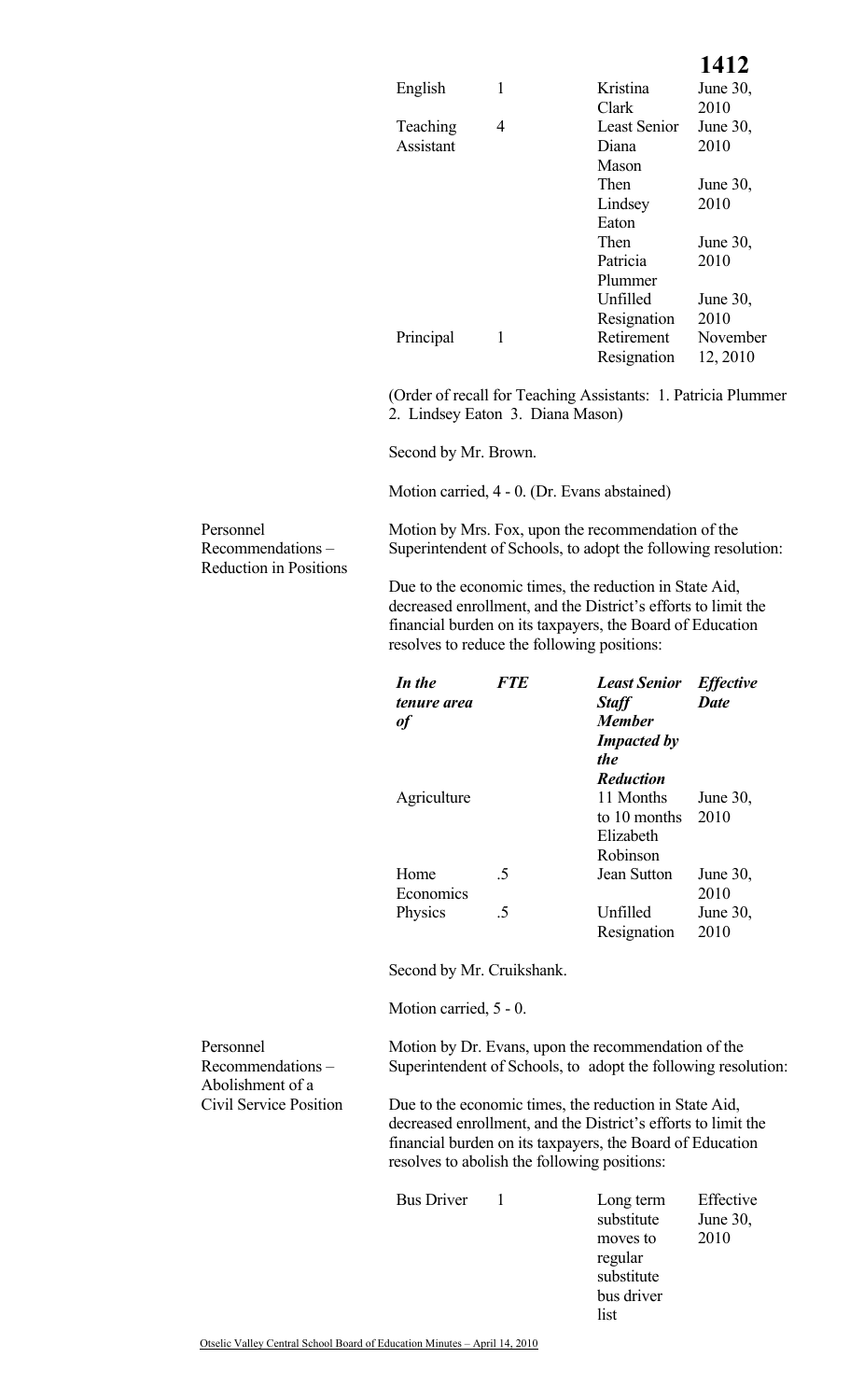| | | | |
|---|---|---|---|
| English | 1 | Kristina Clark | June 30, 2010 |
| Teaching Assistant | 4 | Least Senior Diana Mason | June 30, 2010 |
| | | Then Lindsey Eaton | June 30, 2010 |
| | | Then Patricia Plummer | June 30, 2010 |
| | | Unfilled Resignation | June 30, 2010 |
| Principal | 1 | Retirement Resignation | November 12, 2010 |

(Order of recall for Teaching Assistants: 1. Patricia Plummer 2. Lindsey Eaton 3. Diana Mason)

Second by Mr. Brown.

Motion carried, 4 - 0. (Dr. Evans abstained)

**Personnel Recommendations – Reduction in Positions**

Motion by Mrs. Fox, upon the recommendation of the Superintendent of Schools, to adopt the following resolution:

Due to the economic times, the reduction in State Aid, decreased enrollment, and the District's efforts to limit the financial burden on its taxpayers, the Board of Education resolves to reduce the following positions:

| *In the tenure area of* | *FTE* | *Least Senior Staff Member Impacted by the Reduction* | *Effective Date* |
|---|---|---|---|
| Agriculture | | 11 Months to 10 months Elizabeth Robinson | June 30, 2010 |
| Home Economics | .5 | Jean Sutton | June 30, 2010 |
| Physics | .5 | Unfilled Resignation | June 30, 2010 |

Second by Mr. Cruikshank.

Motion carried, 5 - 0.

**Personnel Recommendations – Abolishment of a Civil Service Position**

Motion by Dr. Evans, upon the recommendation of the Superintendent of Schools, to adopt the following resolution:

Due to the economic times, the reduction in State Aid, decreased enrollment, and the District's efforts to limit the financial burden on its taxpayers, the Board of Education resolves to abolish the following positions:

| | | | |
|---|---|---|---|
| Bus Driver | 1 | Long term substitute moves to regular substitute bus driver list | Effective June 30, 2010 |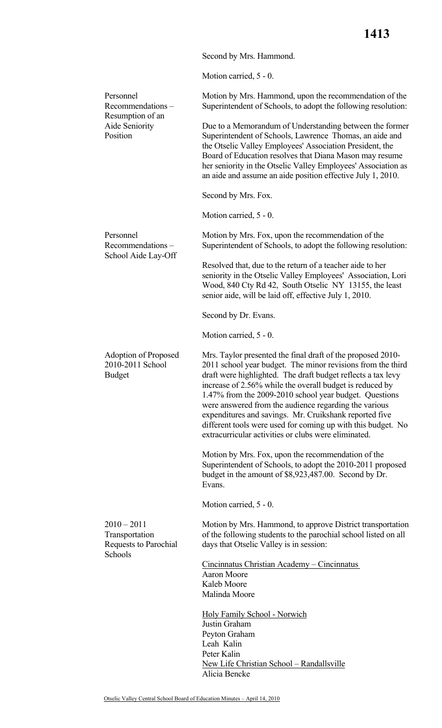Second by Mrs. Hammond.

Motion carried, 5 - 0.

**Personnel Recommendations – Resumption of an Aide Seniority Position**

Motion by Mrs. Hammond, upon the recommendation of the Superintendent of Schools, to adopt the following resolution:

Due to a Memorandum of Understanding between the former Superintendent of Schools, Lawrence Thomas, an aide and the Otselic Valley Employees' Association President, the Board of Education resolves that Diana Mason may resume her seniority in the Otselic Valley Employees' Association as an aide and assume an aide position effective July 1, 2010.

Second by Mrs. Fox.

Motion carried, 5 - 0.

**Personnel Recommendations – School Aide Lay-Off**

Motion by Mrs. Fox, upon the recommendation of the Superintendent of Schools, to adopt the following resolution:

Resolved that, due to the return of a teacher aide to her seniority in the Otselic Valley Employees' Association, Lori Wood, 840 Cty Rd 42, South Otselic NY 13155, the least senior aide, will be laid off, effective July 1, 2010.

Second by Dr. Evans.

Motion carried, 5 - 0.

**Adoption of Proposed 2010-2011 School Budget**

Mrs. Taylor presented the final draft of the proposed 2010-2011 school year budget. The minor revisions from the third draft were highlighted. The draft budget reflects a tax levy increase of 2.56% while the overall budget is reduced by 1.47% from the 2009-2010 school year budget. Questions were answered from the audience regarding the various expenditures and savings. Mr. Cruikshank reported five different tools were used for coming up with this budget. No extracurricular activities or clubs were eliminated.

Motion by Mrs. Fox, upon the recommendation of the Superintendent of Schools, to adopt the 2010-2011 proposed budget in the amount of $8,923,487.00. Second by Dr. Evans.

Motion carried, 5 - 0.

**2010 – 2011 Transportation Requests to Parochial Schools**

Motion by Mrs. Hammond, to approve District transportation of the following students to the parochial school listed on all days that Otselic Valley is in session:

<u>Cincinnatus Christian Academy – Cincinnatus</u>
Aaron Moore
Kaleb Moore
Malinda Moore

<u>Holy Family School - Norwich</u>
Justin Graham
Peyton Graham
Leah Kalin
Peter Kalin

<u>New Life Christian School – Randallsville</u>
Alicia Bencke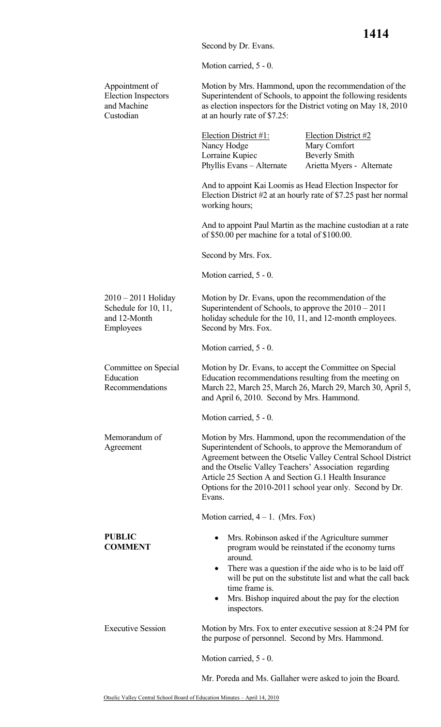Second by Dr. Evans.

Motion carried, 5 - 0.

**Appointment of Election Inspectors and Machine Custodian**

Motion by Mrs. Hammond, upon the recommendation of the Superintendent of Schools, to appoint the following residents as election inspectors for the District voting on May 18, 2010 at an hourly rate of $7.25:

| Election District #1: | Election District #2 |
|---|---|
| Nancy Hodge | Mary Comfort |
| Lorraine Kupiec | Beverly Smith |
| Phyllis Evans – Alternate | Arietta Myers - Alternate |

And to appoint Kai Loomis as Head Election Inspector for Election District #2 at an hourly rate of $7.25 past her normal working hours;

And to appoint Paul Martin as the machine custodian at a rate of $50.00 per machine for a total of $100.00.

Second by Mrs. Fox.

Motion carried, 5 - 0.

**2010 – 2011 Holiday Schedule for 10, 11, and 12-Month Employees**

Motion by Dr. Evans, upon the recommendation of the Superintendent of Schools, to approve the 2010 – 2011 holiday schedule for the 10, 11, and 12-month employees. Second by Mrs. Fox.

Motion carried, 5 - 0.

**Committee on Special Education Recommendations**

Motion by Dr. Evans, to accept the Committee on Special Education recommendations resulting from the meeting on March 22, March 25, March 26, March 29, March 30, April 5, and April 6, 2010. Second by Mrs. Hammond.

Motion carried, 5 - 0.

**Memorandum of Agreement**

Motion by Mrs. Hammond, upon the recommendation of the Superintendent of Schools, to approve the Memorandum of Agreement between the Otselic Valley Central School District and the Otselic Valley Teachers' Association regarding Article 25 Section A and Section G.1 Health Insurance Options for the 2010-2011 school year only. Second by Dr. Evans.

Motion carried, 4 – 1. (Mrs. Fox)

**PUBLIC COMMENT**

- Mrs. Robinson asked if the Agriculture summer program would be reinstated if the economy turns around.
- There was a question if the aide who is to be laid off will be put on the substitute list and what the call back time frame is.
- Mrs. Bishop inquired about the pay for the election inspectors.

**Executive Session**

Motion by Mrs. Fox to enter executive session at 8:24 PM for the purpose of personnel. Second by Mrs. Hammond.

Motion carried, 5 - 0.

Mr. Poreda and Ms. Gallaher were asked to join the Board.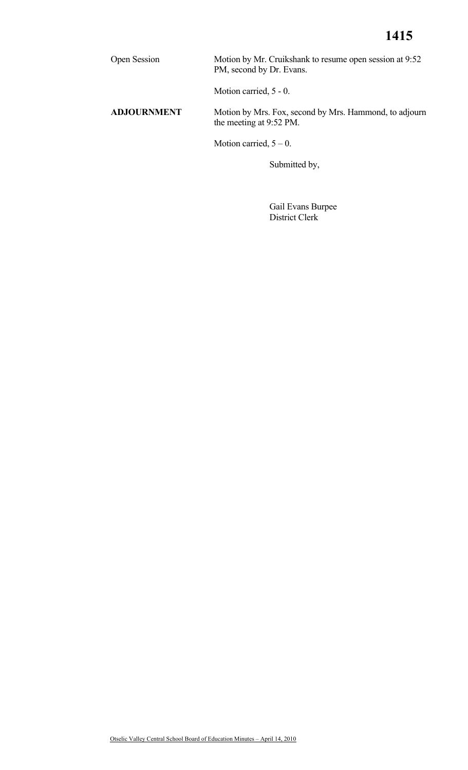Open Session Motion by Mr. Cruikshank to resume open session at 9:52 PM, second by Dr. Evans.

Motion carried, 5 - 0.

**ADJOURNMENT** Motion by Mrs. Fox, second by Mrs. Hammond, to adjourn the meeting at 9:52 PM.

Motion carried, 5 – 0.

Submitted by,

Gail Evans Burpee
District Clerk